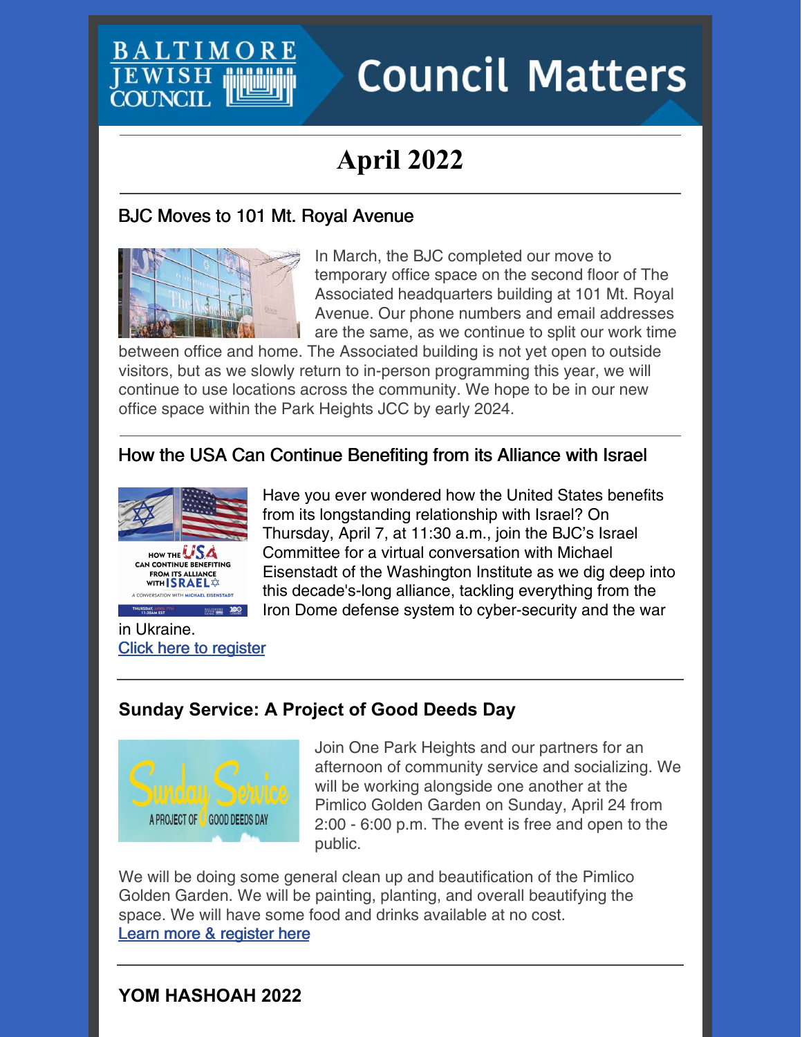# Council Matters

## April 2022

### BJC Moves to 101 Mt. Royal Avenue

In March, the BJC completed our move to temporary office space on the second floor of The Associated headquarters building at 101 Mt. Royal Avenue. Our phone numbers and email addresses are the same, as we continue to split our work time between office and home. The Associated building is not yet open to outside visitors, but as we slowly return to in-person programming this year, we will continue to use locations across the community. We hope to be in our new office space within the Park Heights JCC by early 2024.

### How the USA Can Continue Benefiting from its Alliance with Israel

Have you ever wondered how the United States benefits from its longstanding relationship with Israel? On Thursday, April 7, at 11:30 a.m., join the BJC's Israel Committee for a virtual conversation with Michael Eisenstadt of the Washington Institute as we dig deep into this decade's-long alliance, tackling everything from the Iron Dome defense system to cyber-security and the war in Ukraine.

[Click here to register]

### Sunday Service: A Project of Good Deeds Day

Join One Park Heights and our partners for an afternoon of community service and socializing. We will be working alongside one another at the Pimlico Golden Garden on Sunday, April 24 from 2:00 - 6:00 p.m. The event is free and open to the public.

We will be doing some general clean up and beautification of the Pimlico Golden Garden. We will be painting, planting, and overall beautifying the space. We will have some food and drinks available at no cost.

[Learn more & register here]

### YOM HASHOAH 2022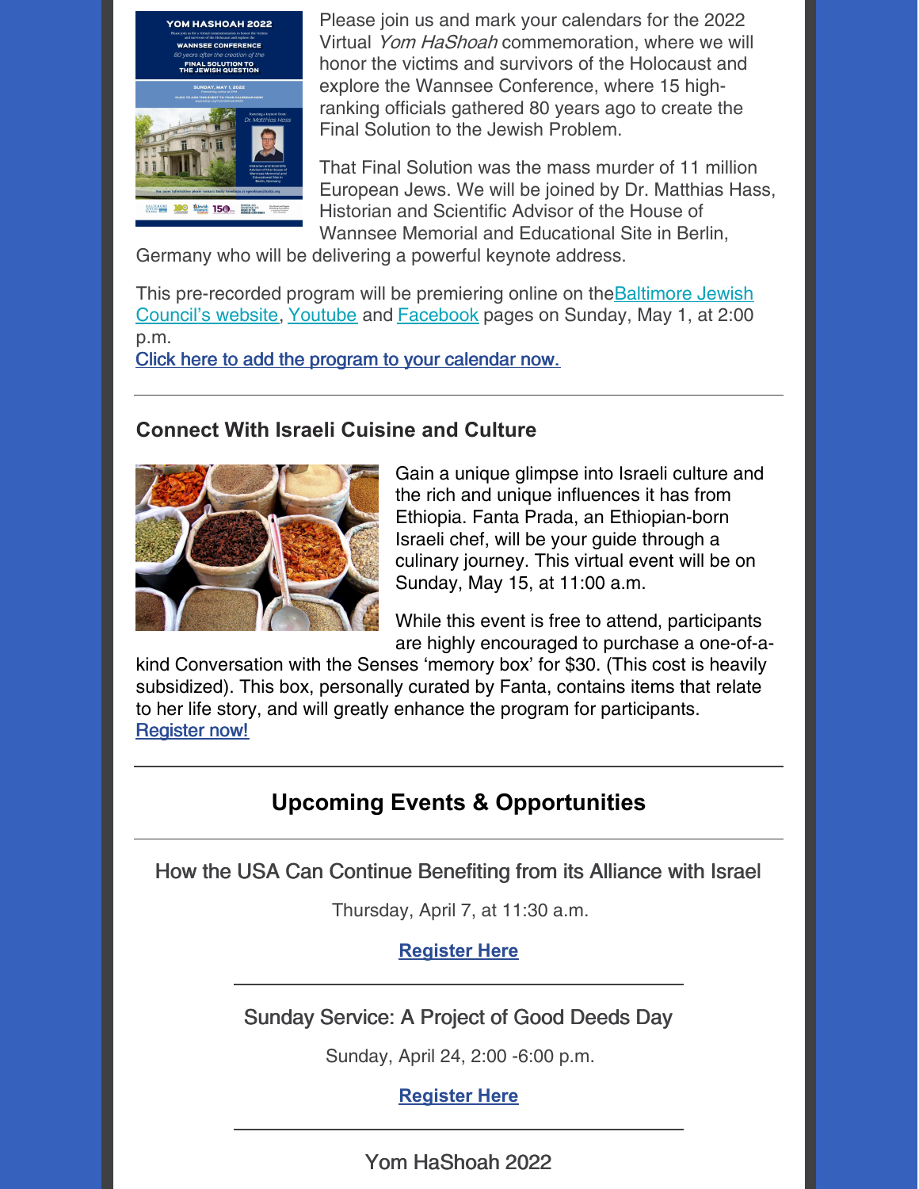Please join us and mark your calendars for the 2022 Virtual *Yom HaShoah* commemoration, where we will honor the victims and survivors of the Holocaust and explore the Wannsee Conference, where 15 high-ranking officials gathered 80 years ago to create the Final Solution to the Jewish Problem.

That Final Solution was the mass murder of 11 million European Jews. We will be joined by Dr. Matthias Hass, Historian and Scientific Advisor of the House of Wannsee Memorial and Educational Site in Berlin, Germany who will be delivering a powerful keynote address.

This pre-recorded program will be premiering online on theBaltimore Jewish Council's website, Youtube and Facebook pages on Sunday, May 1, at 2:00 p.m.
Click here to add the program to your calendar now.

---

### Connect With Israeli Cuisine and Culture

Gain a unique glimpse into Israeli culture and the rich and unique influences it has from Ethiopia. Fanta Prada, an Ethiopian-born Israeli chef, will be your guide through a culinary journey. This virtual event will be on Sunday, May 15, at 11:00 a.m.

While this event is free to attend, participants are highly encouraged to purchase a one-of-a-kind Conversation with the Senses 'memory box' for $30. (This cost is heavily subsidized). This box, personally curated by Fanta, contains items that relate to her life story, and will greatly enhance the program for participants.
Register now!

---

## Upcoming Events & Opportunities

---

How the USA Can Continue Benefiting from its Alliance with Israel

Thursday, April 7, at 11:30 a.m.

**Register Here**

---

Sunday Service: A Project of Good Deeds Day

Sunday, April 24, 2:00 -6:00 p.m.

**Register Here**

---

Yom HaShoah 2022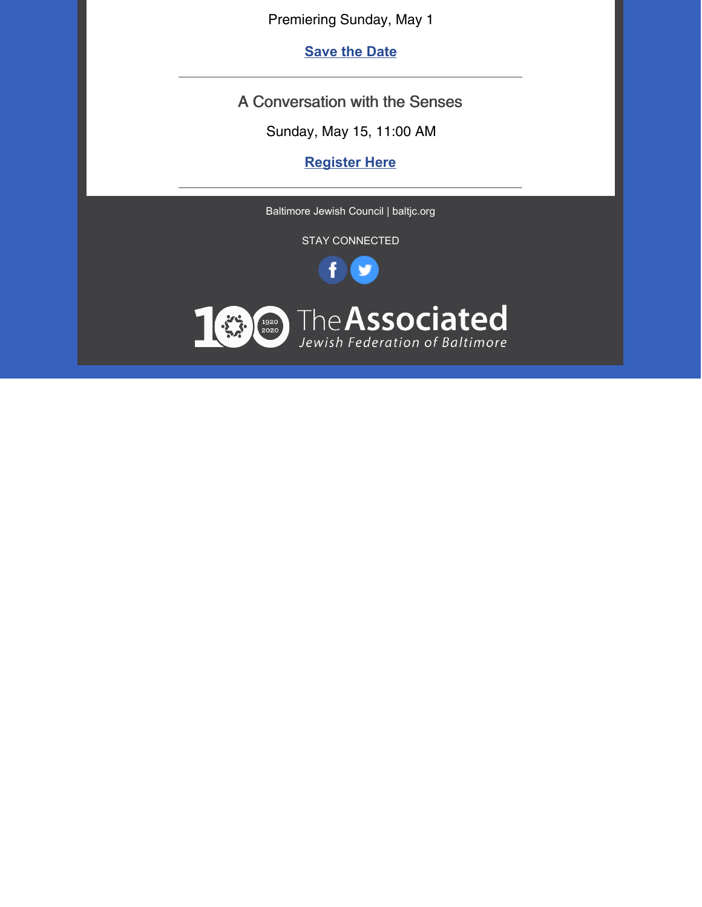Premiering Sunday, May 1

**Save the Date**

---

## A Conversation with the Senses

Sunday, May 15, 11:00 AM

**Register Here**

---

Baltimore Jewish Council | baltjc.org

STAY CONNECTED

100 1920 2020 The Associated Jewish Federation of Baltimore